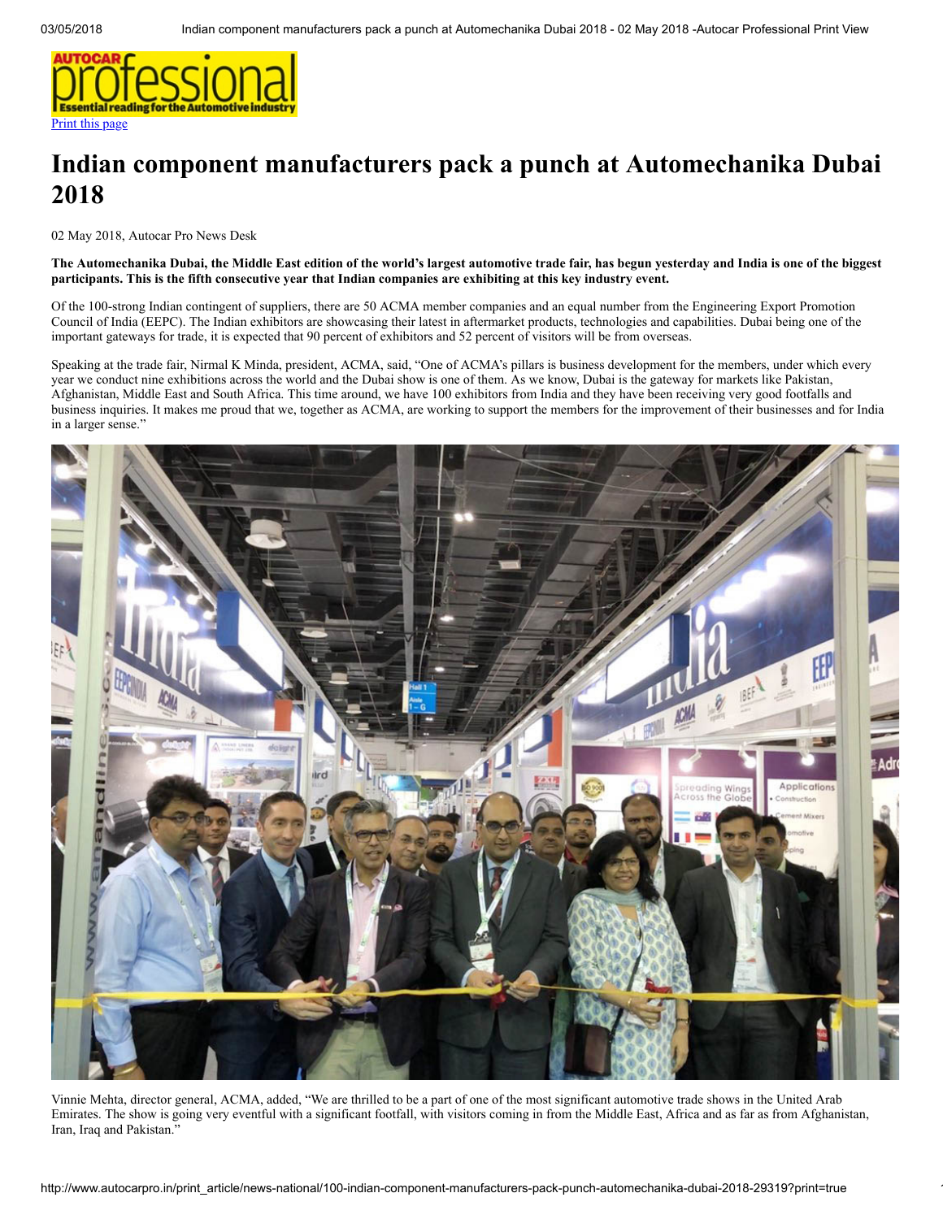# Indian component manufacturers pack a punch at Automechanika Dubai 2018

02 May 2018, Autocar Pro News Desk

**The Automechanika Dubai, the Middle East edition of the world's largest automotive trade fair, has begun yesterday and India is one of the biggest participants. This is the fifth consecutive year that Indian companies are exhibiting at this key industry event.**

Of the 100-strong Indian contingent of suppliers, there are 50 ACMA member companies and an equal number from the Engineering Export Promotion Council of India (EEPC). The Indian exhibitors are showcasing their latest in aftermarket products, technologies and capabilities. Dubai being one of the important gateways for trade, it is expected that 90 percent of exhibitors and 52 percent of visitors will be from overseas.

Speaking at the trade fair, Nirmal K Minda, president, ACMA, said, "One of ACMA's pillars is business development for the members, under which every year we conduct nine exhibitions across the world and the Dubai show is one of them. As we know, Dubai is the gateway for markets like Pakistan, Afghanistan, Middle East and South Africa. This time around, we have 100 exhibitors from India and they have been receiving very good footfalls and business inquiries. It makes me proud that we, together as ACMA, are working to support the members for the improvement of their businesses and for India in a larger sense."

Vinnie Mehta, director general, ACMA, added, "We are thrilled to be a part of one of the most significant automotive trade shows in the United Arab Emirates. The show is going very eventful with a significant footfall, with visitors coming in from the Middle East, Africa and as far as from Afghanistan, Iran, Iraq and Pakistan."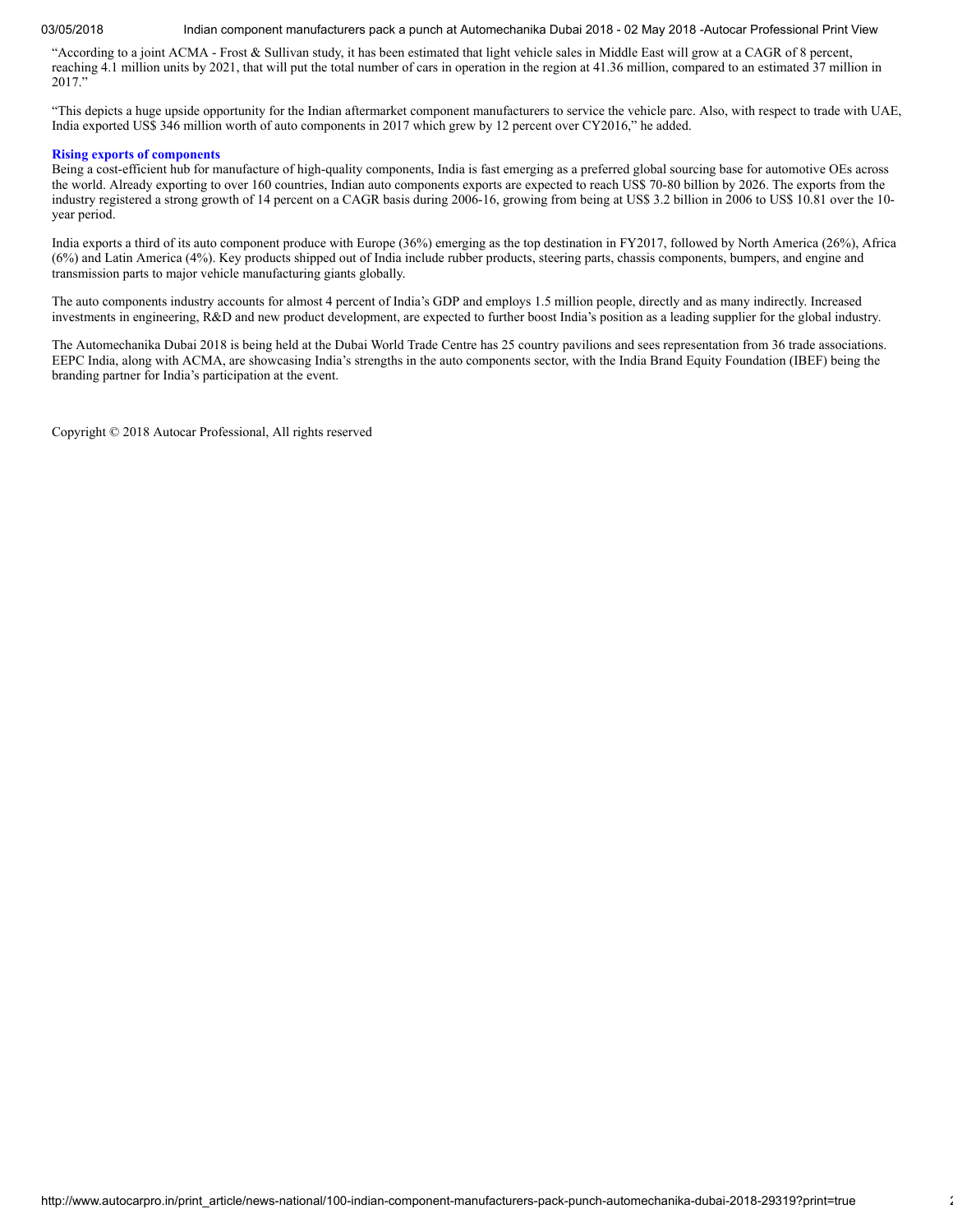"According to a joint ACMA - Frost & Sullivan study, it has been estimated that light vehicle sales in Middle East will grow at a CAGR of 8 percent, reaching 4.1 million units by 2021, that will put the total number of cars in operation in the region at 41.36 million, compared to an estimated 37 million in 2017."

"This depicts a huge upside opportunity for the Indian aftermarket component manufacturers to service the vehicle parc. Also, with respect to trade with UAE, India exported US$ 346 million worth of auto components in 2017 which grew by 12 percent over CY2016," he added.

**Rising exports of components**

Being a cost-efficient hub for manufacture of high-quality components, India is fast emerging as a preferred global sourcing base for automotive OEs across the world. Already exporting to over 160 countries, Indian auto components exports are expected to reach US$ 70-80 billion by 2026. The exports from the industry registered a strong growth of 14 percent on a CAGR basis during 2006-16, growing from being at US$ 3.2 billion in 2006 to US$ 10.81 over the 10-year period.

India exports a third of its auto component produce with Europe (36%) emerging as the top destination in FY2017, followed by North America (26%), Africa (6%) and Latin America (4%). Key products shipped out of India include rubber products, steering parts, chassis components, bumpers, and engine and transmission parts to major vehicle manufacturing giants globally.

The auto components industry accounts for almost 4 percent of India's GDP and employs 1.5 million people, directly and as many indirectly. Increased investments in engineering, R&D and new product development, are expected to further boost India's position as a leading supplier for the global industry.

The Automechanika Dubai 2018 is being held at the Dubai World Trade Centre has 25 country pavilions and sees representation from 36 trade associations. EEPC India, along with ACMA, are showcasing India's strengths in the auto components sector, with the India Brand Equity Foundation (IBEF) being the branding partner for India's participation at the event.

Copyright © 2018 Autocar Professional, All rights reserved